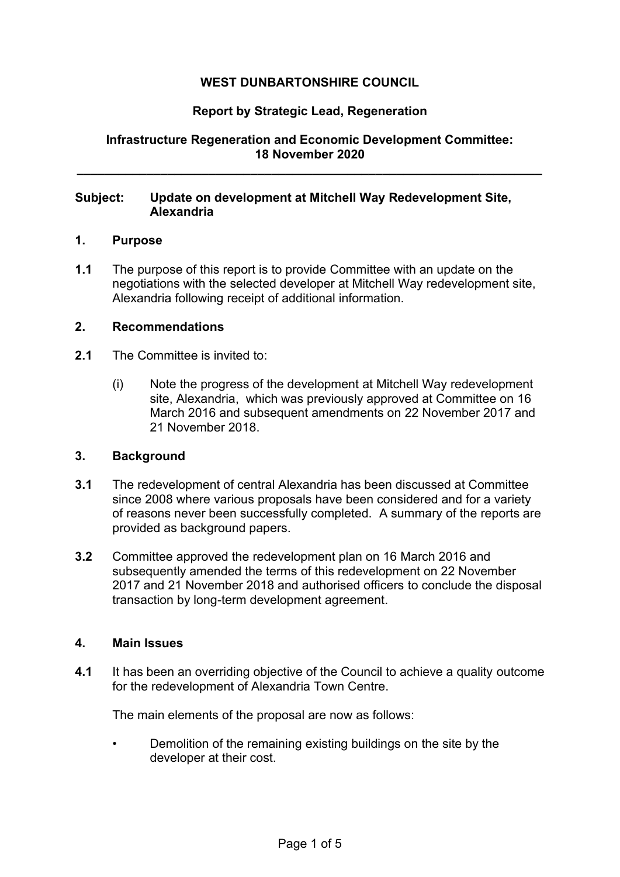**WEST DUNBARTONSHIRE COUNCIL**

**Report by Strategic Lead, Regeneration**

**Infrastructure Regeneration and Economic Development Committee: 18 November 2020**

---

**Subject: Update on development at Mitchell Way Redevelopment Site, Alexandria**

## 1. Purpose

**1.1** The purpose of this report is to provide Committee with an update on the negotiations with the selected developer at Mitchell Way redevelopment site, Alexandria following receipt of additional information.

## 2. Recommendations

**2.1** The Committee is invited to:

(i) Note the progress of the development at Mitchell Way redevelopment site, Alexandria, which was previously approved at Committee on 16 March 2016 and subsequent amendments on 22 November 2017 and 21 November 2018.

## 3. Background

**3.1** The redevelopment of central Alexandria has been discussed at Committee since 2008 where various proposals have been considered and for a variety of reasons never been successfully completed. A summary of the reports are provided as background papers.

**3.2** Committee approved the redevelopment plan on 16 March 2016 and subsequently amended the terms of this redevelopment on 22 November 2017 and 21 November 2018 and authorised officers to conclude the disposal transaction by long-term development agreement.

## 4. Main Issues

**4.1** It has been an overriding objective of the Council to achieve a quality outcome for the redevelopment of Alexandria Town Centre.

The main elements of the proposal are now as follows:

- Demolition of the remaining existing buildings on the site by the developer at their cost.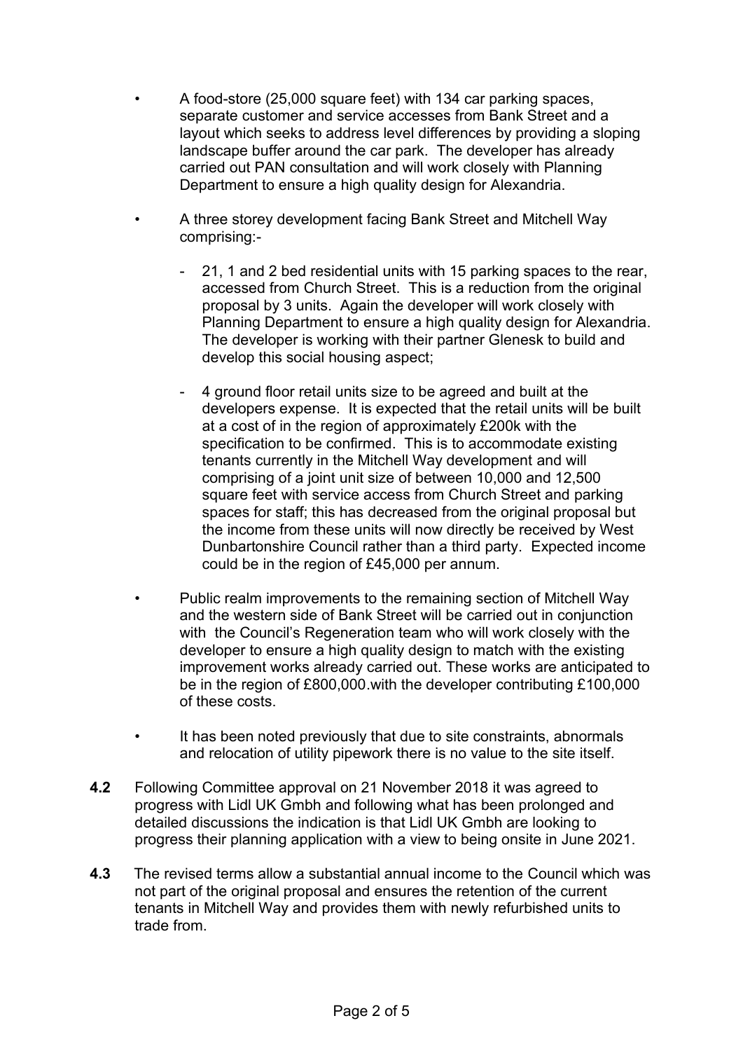- A food-store (25,000 square feet) with 134 car parking spaces, separate customer and service accesses from Bank Street and a layout which seeks to address level differences by providing a sloping landscape buffer around the car park. The developer has already carried out PAN consultation and will work closely with Planning Department to ensure a high quality design for Alexandria.

- A three storey development facing Bank Street and Mitchell Way comprising:-

  - 21, 1 and 2 bed residential units with 15 parking spaces to the rear, accessed from Church Street. This is a reduction from the original proposal by 3 units. Again the developer will work closely with Planning Department to ensure a high quality design for Alexandria. The developer is working with their partner Glenesk to build and develop this social housing aspect;

  - 4 ground floor retail units size to be agreed and built at the developers expense. It is expected that the retail units will be built at a cost of in the region of approximately £200k with the specification to be confirmed. This is to accommodate existing tenants currently in the Mitchell Way development and will comprising of a joint unit size of between 10,000 and 12,500 square feet with service access from Church Street and parking spaces for staff; this has decreased from the original proposal but the income from these units will now directly be received by West Dunbartonshire Council rather than a third party. Expected income could be in the region of £45,000 per annum.

- Public realm improvements to the remaining section of Mitchell Way and the western side of Bank Street will be carried out in conjunction with the Council's Regeneration team who will work closely with the developer to ensure a high quality design to match with the existing improvement works already carried out. These works are anticipated to be in the region of £800,000.with the developer contributing £100,000 of these costs.

- It has been noted previously that due to site constraints, abnormals and relocation of utility pipework there is no value to the site itself.

**4.2** Following Committee approval on 21 November 2018 it was agreed to progress with Lidl UK Gmbh and following what has been prolonged and detailed discussions the indication is that Lidl UK Gmbh are looking to progress their planning application with a view to being onsite in June 2021.

**4.3** The revised terms allow a substantial annual income to the Council which was not part of the original proposal and ensures the retention of the current tenants in Mitchell Way and provides them with newly refurbished units to trade from.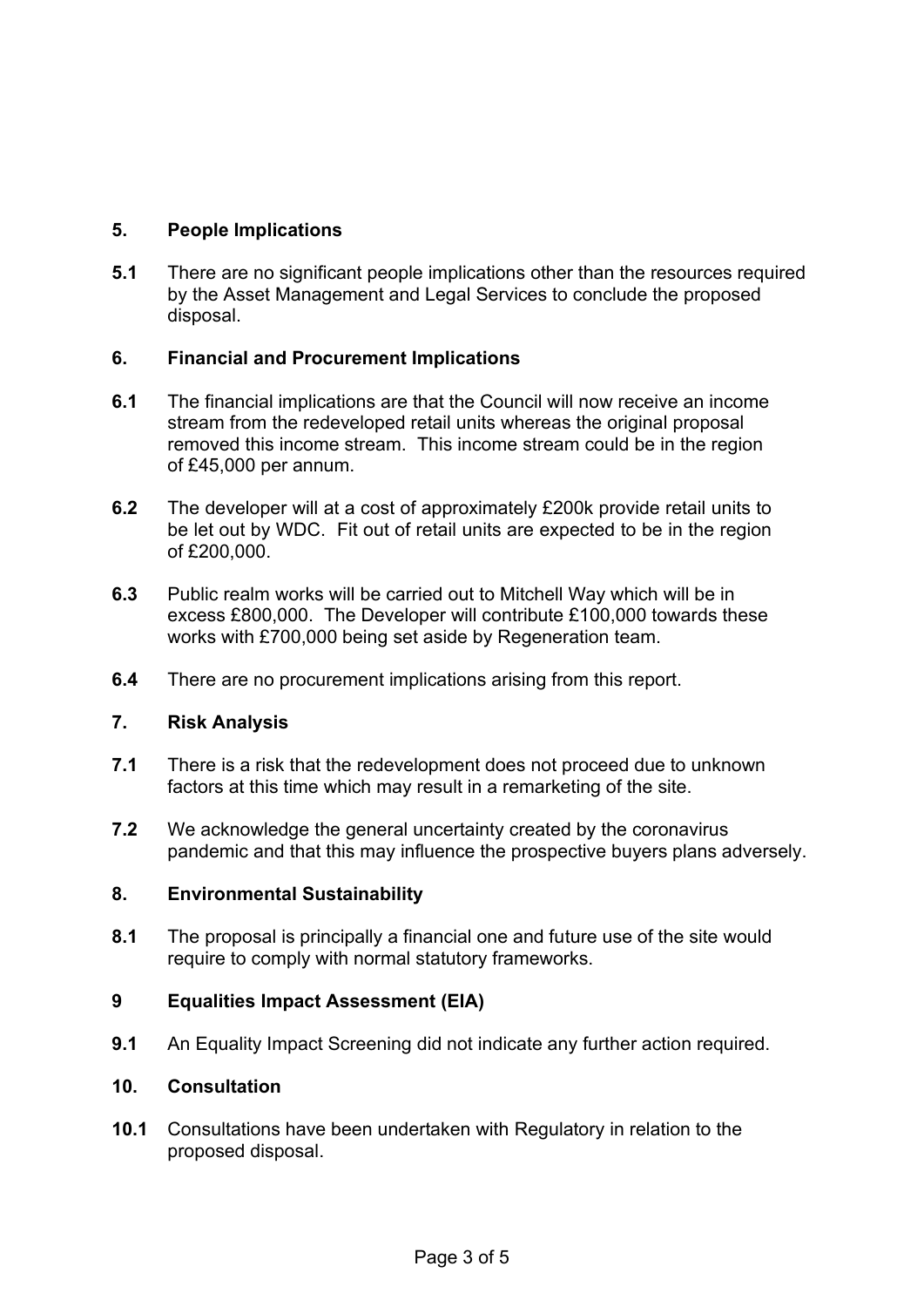## 5. People Implications

**5.1** There are no significant people implications other than the resources required by the Asset Management and Legal Services to conclude the proposed disposal.

## 6. Financial and Procurement Implications

**6.1** The financial implications are that the Council will now receive an income stream from the redeveloped retail units whereas the original proposal removed this income stream. This income stream could be in the region of £45,000 per annum.

**6.2** The developer will at a cost of approximately £200k provide retail units to be let out by WDC. Fit out of retail units are expected to be in the region of £200,000.

**6.3** Public realm works will be carried out to Mitchell Way which will be in excess £800,000. The Developer will contribute £100,000 towards these works with £700,000 being set aside by Regeneration team.

**6.4** There are no procurement implications arising from this report.

## 7. Risk Analysis

**7.1** There is a risk that the redevelopment does not proceed due to unknown factors at this time which may result in a remarketing of the site.

**7.2** We acknowledge the general uncertainty created by the coronavirus pandemic and that this may influence the prospective buyers plans adversely.

## 8. Environmental Sustainability

**8.1** The proposal is principally a financial one and future use of the site would require to comply with normal statutory frameworks.

## 9 Equalities Impact Assessment (EIA)

**9.1** An Equality Impact Screening did not indicate any further action required.

## 10. Consultation

**10.1** Consultations have been undertaken with Regulatory in relation to the proposed disposal.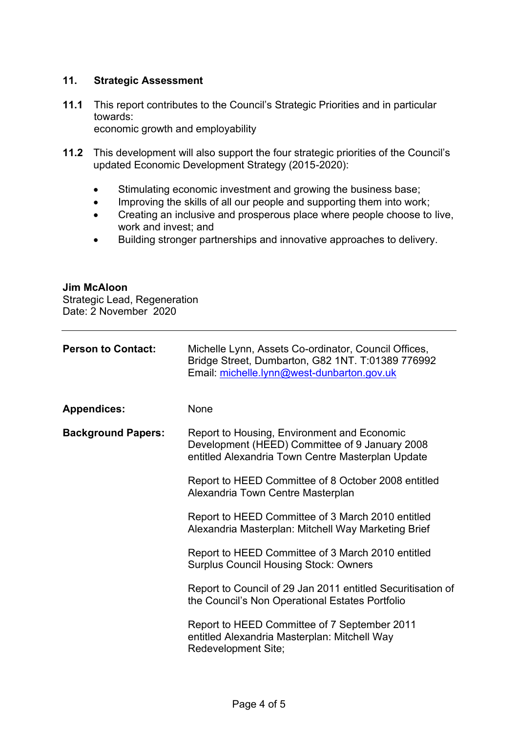## 11. Strategic Assessment

**11.1** This report contributes to the Council's Strategic Priorities and in particular towards:
economic growth and employability

**11.2** This development will also support the four strategic priorities of the Council's updated Economic Development Strategy (2015-2020):

- Stimulating economic investment and growing the business base;
- Improving the skills of all our people and supporting them into work;
- Creating an inclusive and prosperous place where people choose to live, work and invest; and
- Building stronger partnerships and innovative approaches to delivery.

**Jim McAloon**
Strategic Lead, Regeneration
Date: 2 November 2020

---

**Person to Contact:** Michelle Lynn, Assets Co-ordinator, Council Offices, Bridge Street, Dumbarton, G82 1NT. T:01389 776992
Email: michelle.lynn@west-dunbarton.gov.uk

**Appendices:** None

**Background Papers:** Report to Housing, Environment and Economic Development (HEED) Committee of 9 January 2008 entitled Alexandria Town Centre Masterplan Update

Report to HEED Committee of 8 October 2008 entitled Alexandria Town Centre Masterplan

Report to HEED Committee of 3 March 2010 entitled Alexandria Masterplan: Mitchell Way Marketing Brief

Report to HEED Committee of 3 March 2010 entitled Surplus Council Housing Stock: Owners

Report to Council of 29 Jan 2011 entitled Securitisation of the Council's Non Operational Estates Portfolio

Report to HEED Committee of 7 September 2011 entitled Alexandria Masterplan: Mitchell Way Redevelopment Site;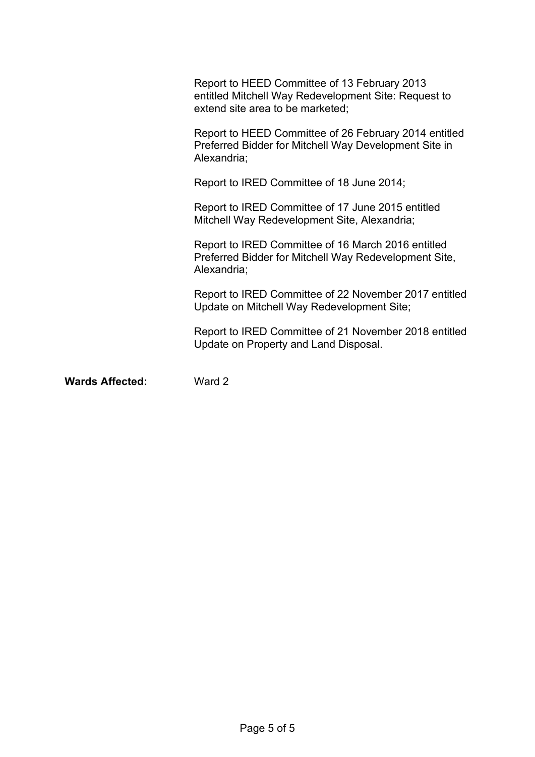Report to HEED Committee of 13 February 2013 entitled Mitchell Way Redevelopment Site: Request to extend site area to be marketed;

Report to HEED Committee of 26 February 2014 entitled Preferred Bidder for Mitchell Way Development Site in Alexandria;

Report to IRED Committee of 18 June 2014;

Report to IRED Committee of 17 June 2015 entitled Mitchell Way Redevelopment Site, Alexandria;

Report to IRED Committee of 16 March 2016 entitled Preferred Bidder for Mitchell Way Redevelopment Site, Alexandria;

Report to IRED Committee of 22 November 2017 entitled Update on Mitchell Way Redevelopment Site;

Report to IRED Committee of 21 November 2018 entitled Update on Property and Land Disposal.

**Wards Affected:** Ward 2